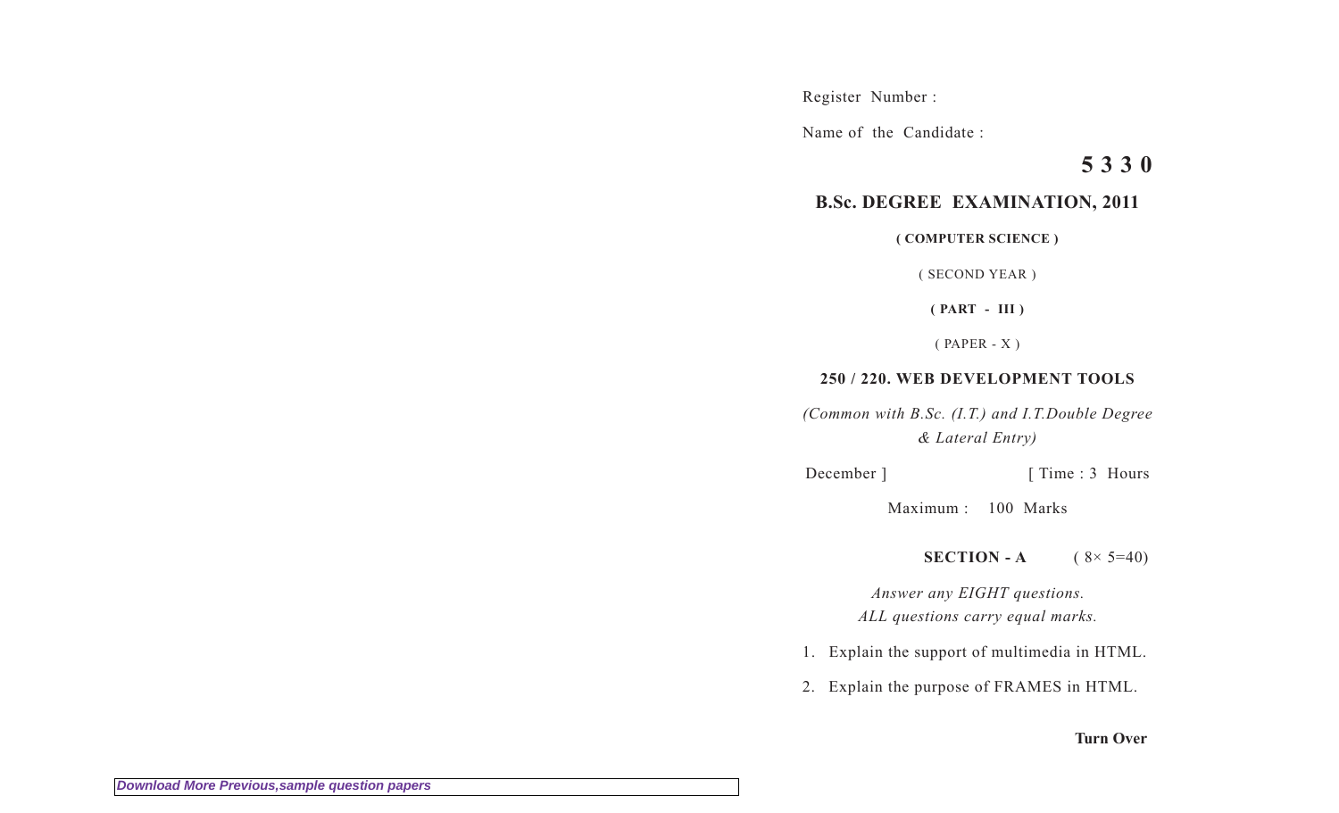Register Number :

Name of the Candidate :

**5 3 3 0**

## B.Sc. DEGREE EXAMINATION, 2011

**( COMPUTER SCIENCE )**

( SECOND YEAR )

**( PART - III )**

( PAPER - X )

**250 / 220. WEB DEVELOPMENT TOOLS**

*(Common with B.Sc. (I.T.) and I.T.Double Degree & Lateral Entry)*

December ] [ Time : 3 Hours

Maximum : 100 Marks

**SECTION - A** ( 8× 5=40)

*Answer any EIGHT questions.*
*ALL questions carry equal marks.*

1. Explain the support of multimedia in HTML.

2. Explain the purpose of FRAMES in HTML.

**Turn Over**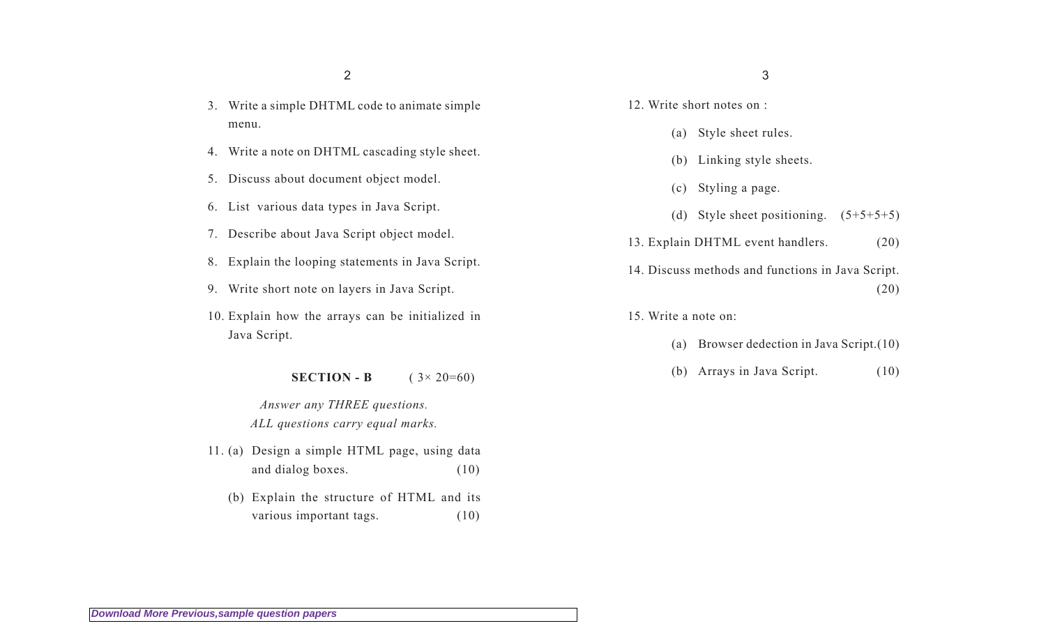3. Write a simple DHTML code to animate simple menu.
4. Write a note on DHTML cascading style sheet.
5. Discuss about document object model.
6. List various data types in Java Script.
7. Describe about Java Script object model.
8. Explain the looping statements in Java Script.
9. Write short note on layers in Java Script.
10. Explain how the arrays can be initialized in Java Script.

**SECTION - B** ( 3× 20=60)

*Answer any THREE questions.*
*ALL questions carry equal marks.*

11. (a) Design a simple HTML page, using data and dialog boxes. (10)

    (b) Explain the structure of HTML and its various important tags. (10)

12. Write short notes on :

    (a) Style sheet rules.

    (b) Linking style sheets.

    (c) Styling a page.

    (d) Style sheet positioning. (5+5+5+5)

13. Explain DHTML event handlers. (20)

14. Discuss methods and functions in Java Script. (20)

15. Write a note on:

    (a) Browser dedection in Java Script.(10)

    (b) Arrays in Java Script. (10)

Download More Previous,sample question papers